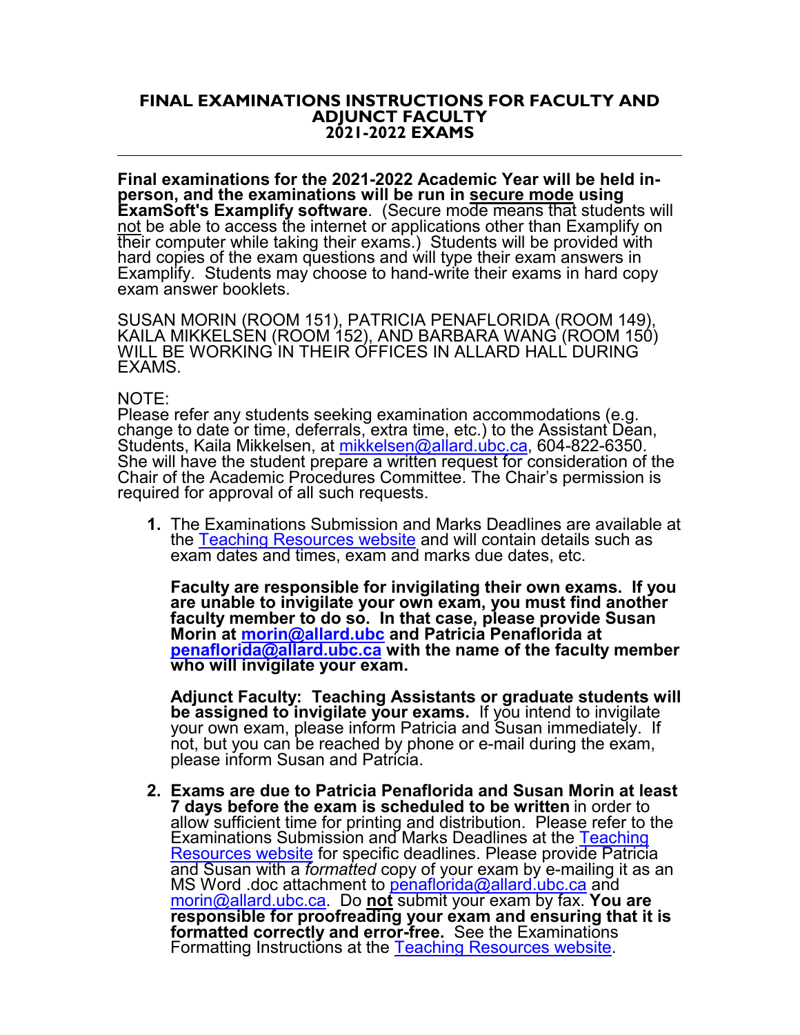# FINAL EXAMINATIONS INSTRUCTIONS FOR FACULTY AND ADJUNCT FACULTY
## 2021-2022 EXAMS

---

**Final examinations for the 2021-2022 Academic Year will be held in-person, and the examinations will be run in secure mode using ExamSoft's Examplify software**. (Secure mode means that students will not be able to access the internet or applications other than Examplify on their computer while taking their exams.) Students will be provided with hard copies of the exam questions and will type their exam answers in Examplify. Students may choose to hand-write their exams in hard copy exam answer booklets.

SUSAN MORIN (ROOM 151), PATRICIA PENAFLORIDA (ROOM 149), KAILA MIKKELSEN (ROOM 152), AND BARBARA WANG (ROOM 150) WILL BE WORKING IN THEIR OFFICES IN ALLARD HALL DURING EXAMS.

NOTE:
Please refer any students seeking examination accommodations (e.g. change to date or time, deferrals, extra time, etc.) to the Assistant Dean, Students, Kaila Mikkelsen, at mikkelsen@allard.ubc.ca, 604-822-6350. She will have the student prepare a written request for consideration of the Chair of the Academic Procedures Committee. The Chair's permission is required for approval of all such requests.

1. The Examinations Submission and Marks Deadlines are available at the Teaching Resources website and will contain details such as exam dates and times, exam and marks due dates, etc.

   **Faculty are responsible for invigilating their own exams. If you are unable to invigilate your own exam, you must find another faculty member to do so. In that case, please provide Susan Morin at morin@allard.ubc and Patricia Penaflorida at penaflorida@allard.ubc.ca with the name of the faculty member who will invigilate your exam.**

   **Adjunct Faculty: Teaching Assistants or graduate students will be assigned to invigilate your exams.** If you intend to invigilate your own exam, please inform Patricia and Susan immediately. If not, but you can be reached by phone or e-mail during the exam, please inform Susan and Patricia.

2. **Exams are due to Patricia Penaflorida and Susan Morin at least 7 days before the exam is scheduled to be written** in order to allow sufficient time for printing and distribution. Please refer to the Examinations Submission and Marks Deadlines at the Teaching Resources website for specific deadlines. Please provide Patricia and Susan with a *formatted* copy of your exam by e-mailing it as an MS Word .doc attachment to penaflorida@allard.ubc.ca and morin@allard.ubc.ca. Do **not** submit your exam by fax. **You are responsible for proofreading your exam and ensuring that it is formatted correctly and error-free.** See the Examinations Formatting Instructions at the Teaching Resources website.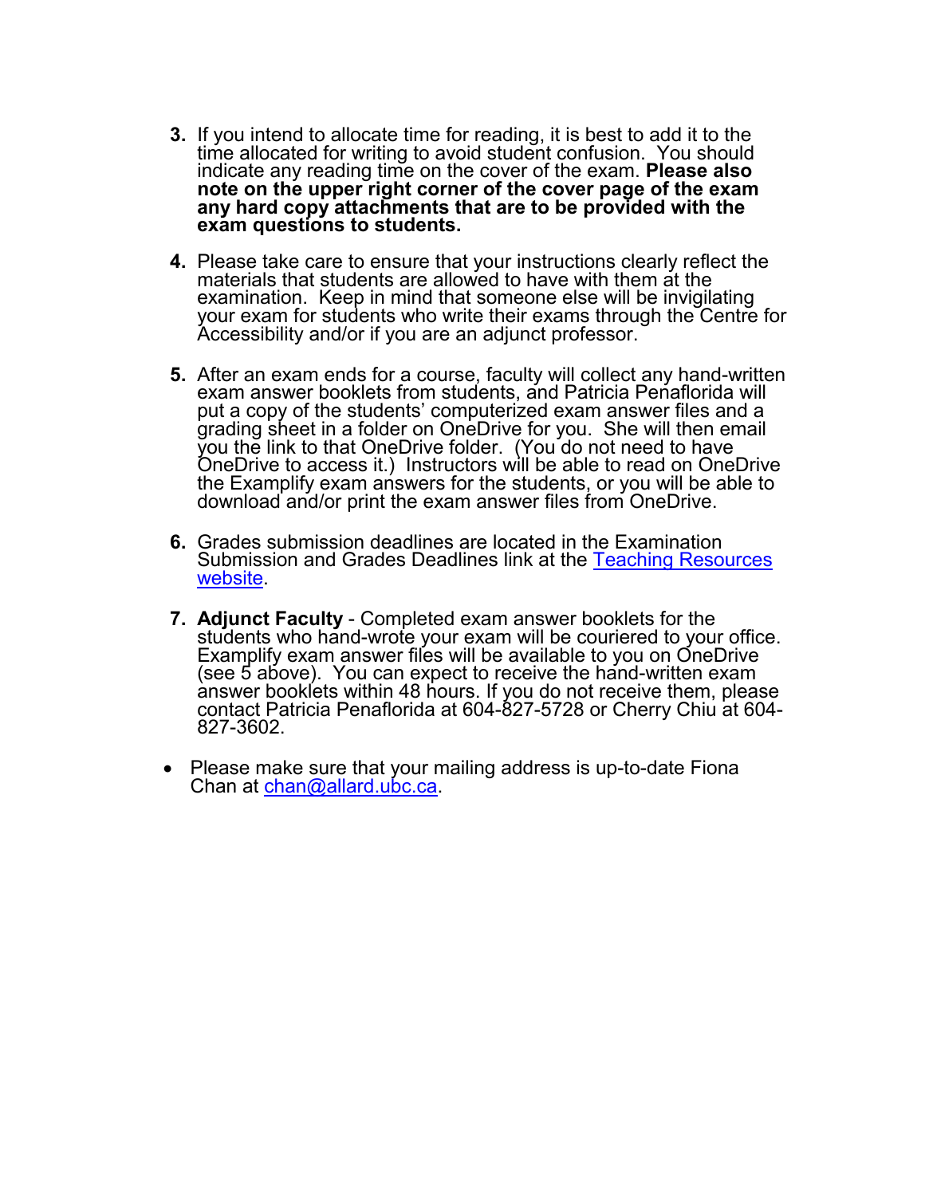3. If you intend to allocate time for reading, it is best to add it to the time allocated for writing to avoid student confusion. You should indicate any reading time on the cover of the exam. **Please also note on the upper right corner of the cover page of the exam any hard copy attachments that are to be provided with the exam questions to students.**

4. Please take care to ensure that your instructions clearly reflect the materials that students are allowed to have with them at the examination. Keep in mind that someone else will be invigilating your exam for students who write their exams through the Centre for Accessibility and/or if you are an adjunct professor.

5. After an exam ends for a course, faculty will collect any hand-written exam answer booklets from students, and Patricia Penaflorida will put a copy of the students' computerized exam answer files and a grading sheet in a folder on OneDrive for you. She will then email you the link to that OneDrive folder. (You do not need to have OneDrive to access it.) Instructors will be able to read on OneDrive the Examplify exam answers for the students, or you will be able to download and/or print the exam answer files from OneDrive.

6. Grades submission deadlines are located in the Examination Submission and Grades Deadlines link at the [Teaching Resources website](Teaching Resources website).

7. **Adjunct Faculty** - Completed exam answer booklets for the students who hand-wrote your exam will be couriered to your office. Examplify exam answer files will be available to you on OneDrive (see 5 above). You can expect to receive the hand-written exam answer booklets within 48 hours. If you do not receive them, please contact Patricia Penaflorida at 604-827-5728 or Cherry Chiu at 604-827-3602.

- Please make sure that your mailing address is up-to-date Fiona Chan at [chan@allard.ubc.ca](mailto:chan@allard.ubc.ca).